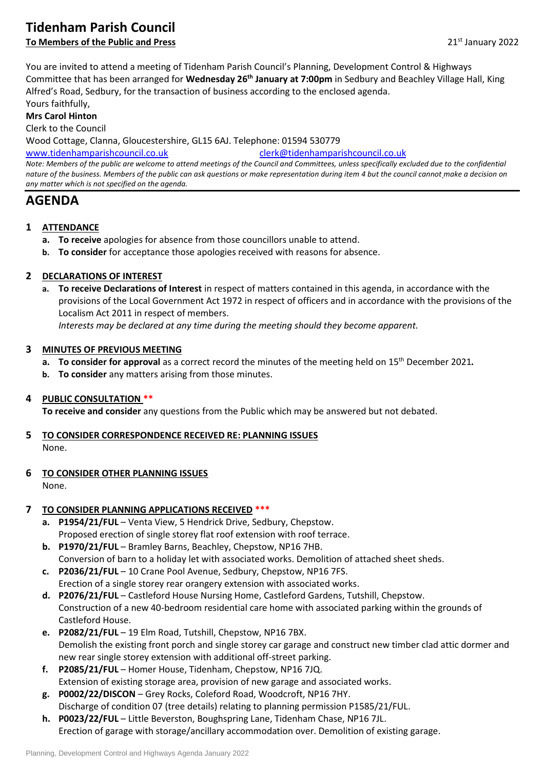# Tidenham Parish Council

**To Members of the Public and Press** 21st January 2022

You are invited to attend a meeting of Tidenham Parish Council's Planning, Development Control & Highways Committee that has been arranged for **Wednesday 26th January at 7:00pm** in Sedbury and Beachley Village Hall, King Alfred's Road, Sedbury, for the transaction of business according to the enclosed agenda.

Yours faithfully,

**Mrs Carol Hinton**

Clerk to the Council

Wood Cottage, Clanna, Gloucestershire, GL15 6AJ. Telephone: 01594 530779

www.tidenhamparishcouncil.co.uk clerk@tidenhamparishcouncil.co.uk

*Note: Members of the public are welcome to attend meetings of the Council and Committees, unless specifically excluded due to the confidential nature of the business. Members of the public can ask questions or make representation during item 4 but the council cannot make a decision on any matter which is not specified on the agenda.*

# AGENDA

## 1 ATTENDANCE

- **a. To receive** apologies for absence from those councillors unable to attend.
- **b. To consider** for acceptance those apologies received with reasons for absence.

## 2 DECLARATIONS OF INTEREST

- **a. To receive Declarations of Interest** in respect of matters contained in this agenda, in accordance with the provisions of the Local Government Act 1972 in respect of officers and in accordance with the provisions of the Localism Act 2011 in respect of members.

  *Interests may be declared at any time during the meeting should they become apparent.*

## 3 MINUTES OF PREVIOUS MEETING

- **a. To consider for approval** as a correct record the minutes of the meeting held on 15th December 2021*.*
- **b. To consider** any matters arising from those minutes.

## 4 PUBLIC CONSULTATION **

**To receive and consider** any questions from the Public which may be answered but not debated.

## 5 TO CONSIDER CORRESPONDENCE RECEIVED RE: PLANNING ISSUES

None.

## 6 TO CONSIDER OTHER PLANNING ISSUES

None.

## 7 TO CONSIDER PLANNING APPLICATIONS RECEIVED ***

- **a. P1954/21/FUL** – Venta View, 5 Hendrick Drive, Sedbury, Chepstow.
  Proposed erection of single storey flat roof extension with roof terrace.
- **b. P1970/21/FUL** – Bramley Barns, Beachley, Chepstow, NP16 7HB.
  Conversion of barn to a holiday let with associated works. Demolition of attached sheet sheds.
- **c. P2036/21/FUL** – 10 Crane Pool Avenue, Sedbury, Chepstow, NP16 7FS.
  Erection of a single storey rear orangery extension with associated works.
- **d. P2076/21/FUL** – Castleford House Nursing Home, Castleford Gardens, Tutshill, Chepstow.
  Construction of a new 40-bedroom residential care home with associated parking within the grounds of Castleford House.
- **e. P2082/21/FUL** – 19 Elm Road, Tutshill, Chepstow, NP16 7BX.
  Demolish the existing front porch and single storey car garage and construct new timber clad attic dormer and new rear single storey extension with additional off-street parking.
- **f. P2085/21/FUL** – Homer House, Tidenham, Chepstow, NP16 7JQ.
  Extension of existing storage area, provision of new garage and associated works.
- **g. P0002/22/DISCON** – Grey Rocks, Coleford Road, Woodcroft, NP16 7HY.
  Discharge of condition 07 (tree details) relating to planning permission P1585/21/FUL.
- **h. P0023/22/FUL** – Little Beverston, Boughspring Lane, Tidenham Chase, NP16 7JL.
  Erection of garage with storage/ancillary accommodation over. Demolition of existing garage.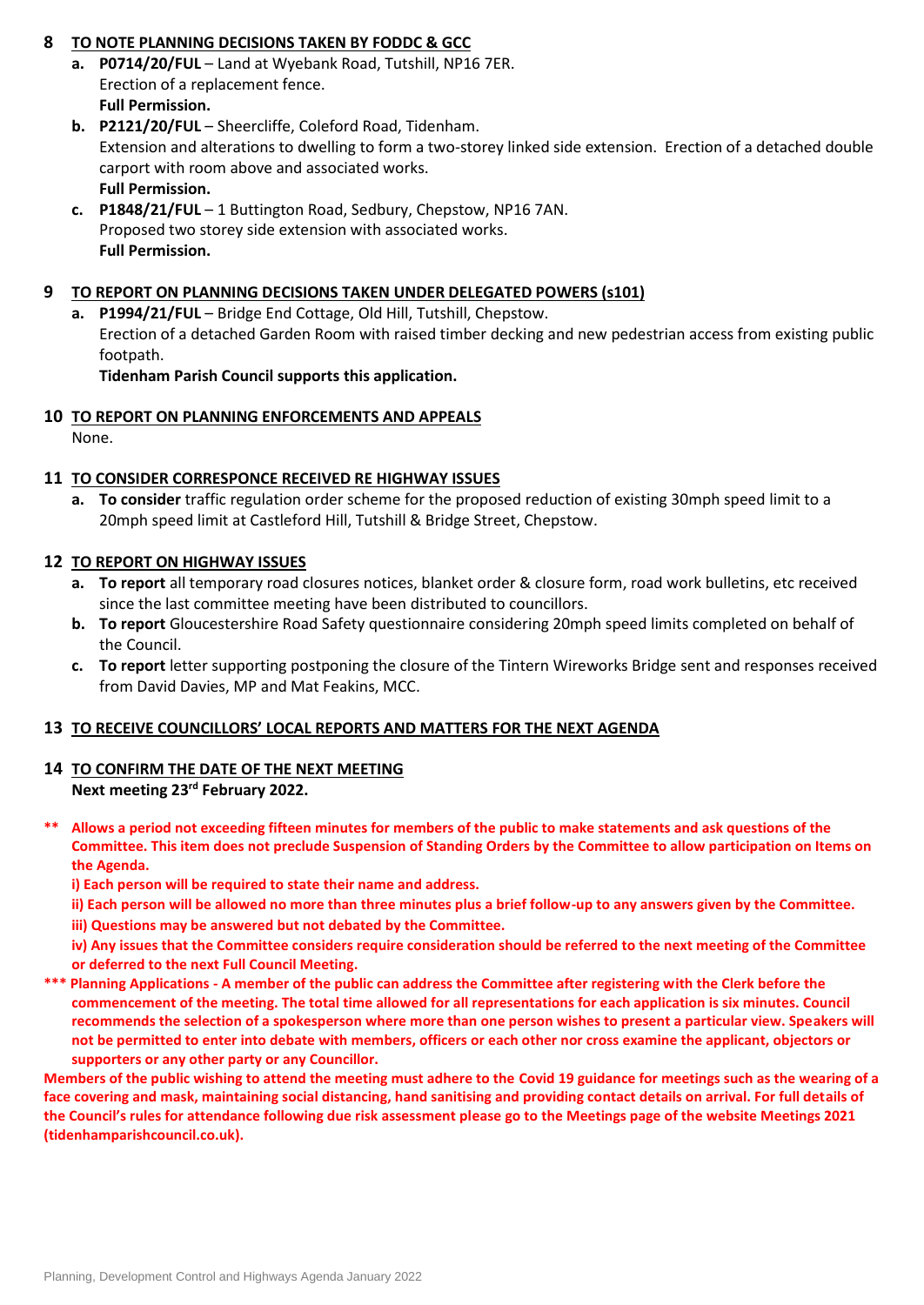## 8 TO NOTE PLANNING DECISIONS TAKEN BY FODDC & GCC

a. **P0714/20/FUL** – Land at Wyebank Road, Tutshill, NP16 7ER.
   Erection of a replacement fence.
   **Full Permission.**

b. **P2121/20/FUL** – Sheercliffe, Coleford Road, Tidenham.
   Extension and alterations to dwelling to form a two-storey linked side extension. Erection of a detached double carport with room above and associated works.
   **Full Permission.**

c. **P1848/21/FUL** – 1 Buttington Road, Sedbury, Chepstow, NP16 7AN.
   Proposed two storey side extension with associated works.
   **Full Permission.**

## 9 TO REPORT ON PLANNING DECISIONS TAKEN UNDER DELEGATED POWERS (s101)

a. **P1994/21/FUL** – Bridge End Cottage, Old Hill, Tutshill, Chepstow.
   Erection of a detached Garden Room with raised timber decking and new pedestrian access from existing public footpath.
   **Tidenham Parish Council supports this application.**

## 10 TO REPORT ON PLANNING ENFORCEMENTS AND APPEALS

None.

## 11 TO CONSIDER CORRESPONCE RECEIVED RE HIGHWAY ISSUES

a. **To consider** traffic regulation order scheme for the proposed reduction of existing 30mph speed limit to a 20mph speed limit at Castleford Hill, Tutshill & Bridge Street, Chepstow.

## 12 TO REPORT ON HIGHWAY ISSUES

a. **To report** all temporary road closures notices, blanket order & closure form, road work bulletins, etc received since the last committee meeting have been distributed to councillors.

b. **To report** Gloucestershire Road Safety questionnaire considering 20mph speed limits completed on behalf of the Council.

c. **To report** letter supporting postponing the closure of the Tintern Wireworks Bridge sent and responses received from David Davies, MP and Mat Feakins, MCC.

## 13 TO RECEIVE COUNCILLORS' LOCAL REPORTS AND MATTERS FOR THE NEXT AGENDA

## 14 TO CONFIRM THE DATE OF THE NEXT MEETING

**Next meeting 23rd February 2022.**

**\*\* Allows a period not exceeding fifteen minutes for members of the public to make statements and ask questions of the Committee. This item does not preclude Suspension of Standing Orders by the Committee to allow participation on Items on the Agenda.**

**i) Each person will be required to state their name and address.**

**ii) Each person will be allowed no more than three minutes plus a brief follow-up to any answers given by the Committee.**

**iii) Questions may be answered but not debated by the Committee.**

**iv) Any issues that the Committee considers require consideration should be referred to the next meeting of the Committee or deferred to the next Full Council Meeting.**

**\*\*\* Planning Applications - A member of the public can address the Committee after registering with the Clerk before the commencement of the meeting. The total time allowed for all representations for each application is six minutes. Council recommends the selection of a spokesperson where more than one person wishes to present a particular view. Speakers will not be permitted to enter into debate with members, officers or each other nor cross examine the applicant, objectors or supporters or any other party or any Councillor.**

**Members of the public wishing to attend the meeting must adhere to the Covid 19 guidance for meetings such as the wearing of a face covering and mask, maintaining social distancing, hand sanitising and providing contact details on arrival. For full details of the Council's rules for attendance following due risk assessment please go to the Meetings page of the website Meetings 2021 (tidenhamparishcouncil.co.uk).**